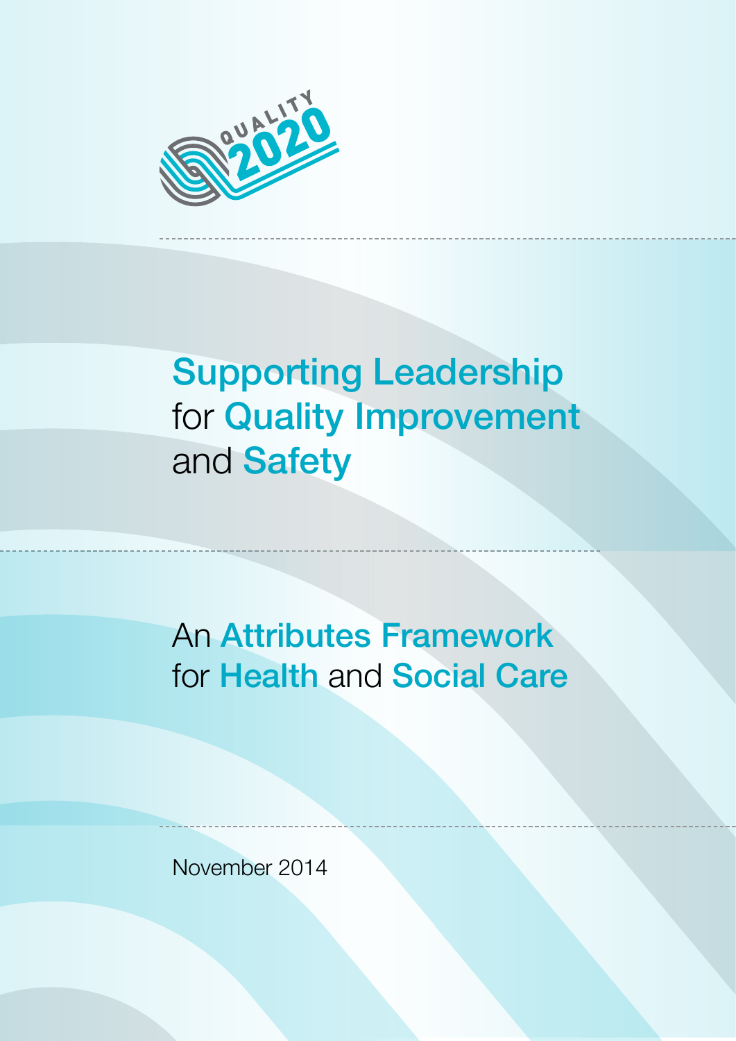QUALITY 2020

# Supporting Leadership for Quality Improvement and Safety

## An Attributes Framework for Health and Social Care

November 2014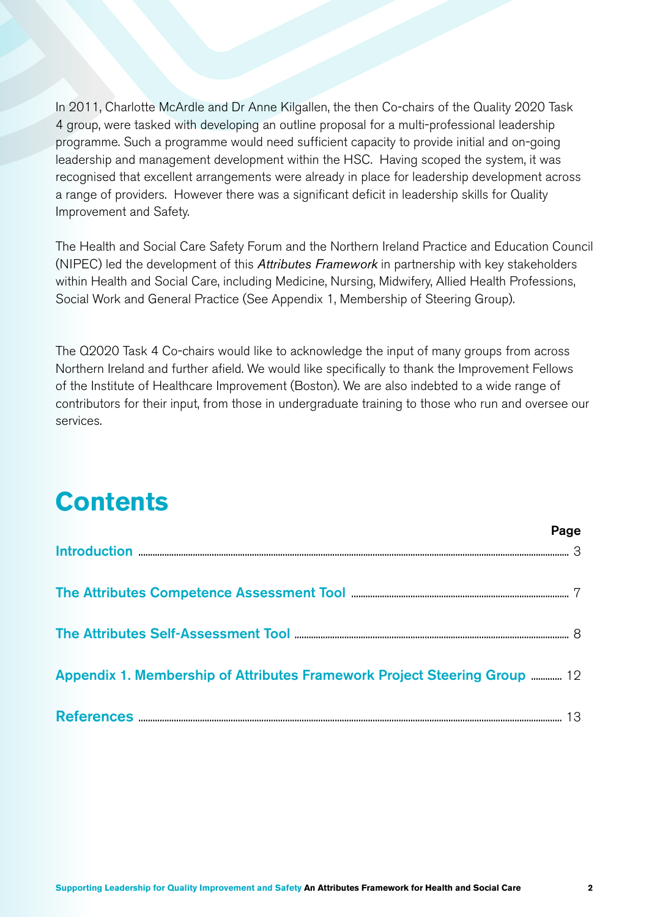In 2011, Charlotte McArdle and Dr Anne Kilgallen, the then Co-chairs of the Quality 2020 Task 4 group, were tasked with developing an outline proposal for a multi-professional leadership programme. Such a programme would need sufficient capacity to provide initial and on-going leadership and management development within the HSC. Having scoped the system, it was recognised that excellent arrangements were already in place for leadership development across a range of providers. However there was a significant deficit in leadership skills for Quality Improvement and Safety.

The Health and Social Care Safety Forum and the Northern Ireland Practice and Education Council (NIPEC) led the development of this *Attributes Framework* in partnership with key stakeholders within Health and Social Care, including Medicine, Nursing, Midwifery, Allied Health Professions, Social Work and General Practice (See Appendix 1, Membership of Steering Group).

The Q2020 Task 4 Co-chairs would like to acknowledge the input of many groups from across Northern Ireland and further afield. We would like specifically to thank the Improvement Fellows of the Institute of Healthcare Improvement (Boston). We are also indebted to a wide range of contributors for their input, from those in undergraduate training to those who run and oversee our services.

# Contents

| | Page |
|---|---|
| Introduction | 3 |
| The Attributes Competence Assessment Tool | 7 |
| The Attributes Self-Assessment Tool | 8 |
| Appendix 1. Membership of Attributes Framework Project Steering Group | 12 |
| References | 13 |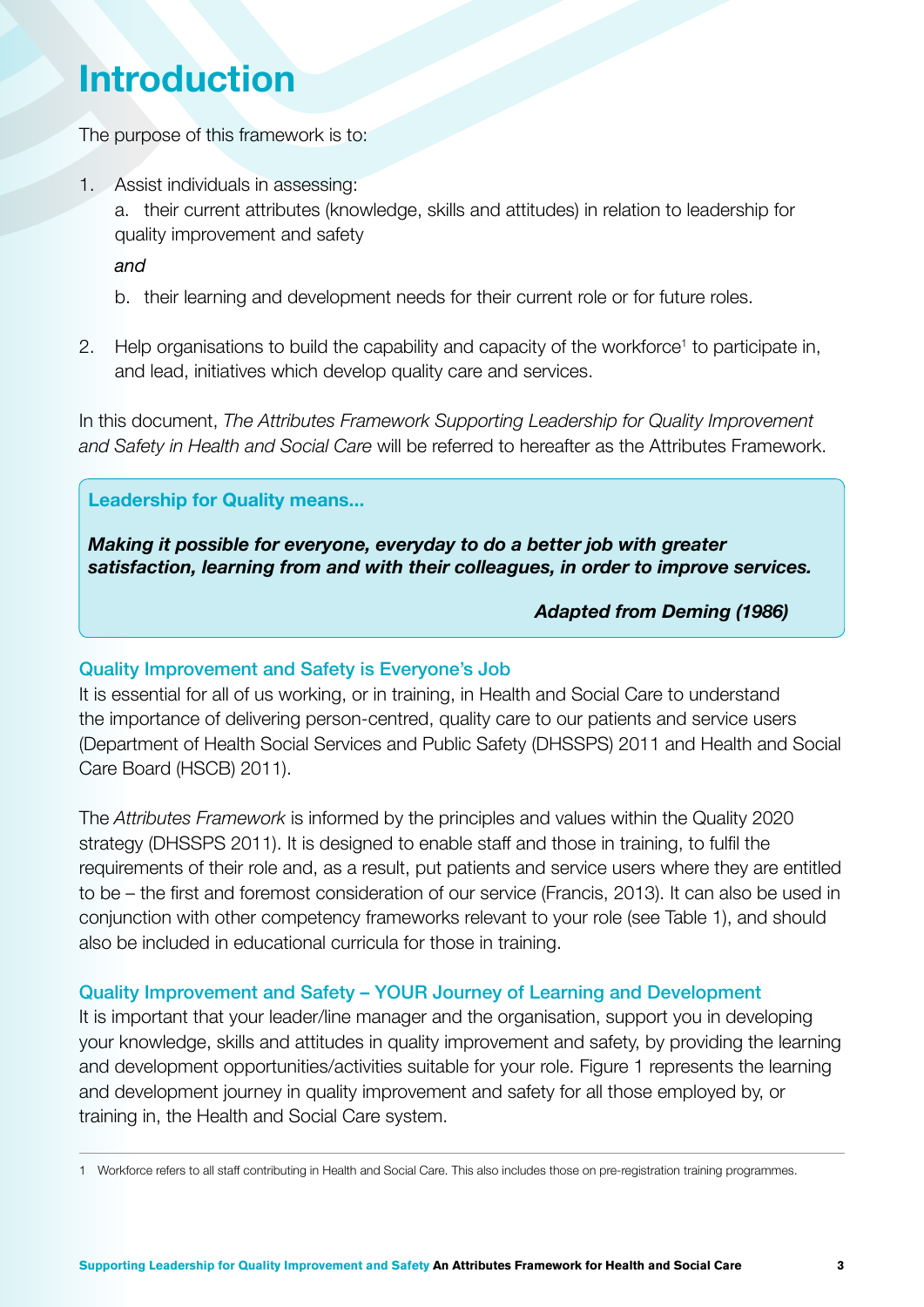# Introduction

The purpose of this framework is to:

1. Assist individuals in assessing:

   a. their current attributes (knowledge, skills and attitudes) in relation to leadership for quality improvement and safety

   *and*

   b. their learning and development needs for their current role or for future roles.

2. Help organisations to build the capability and capacity of the workforce[1] to participate in, and lead, initiatives which develop quality care and services.

In this document, *The Attributes Framework Supporting Leadership for Quality Improvement and Safety in Health and Social Care* will be referred to hereafter as the Attributes Framework.

> **Leadership for Quality means...**
>
> ***Making it possible for everyone, everyday to do a better job with greater satisfaction, learning from and with their colleagues, in order to improve services.***
>
> ***Adapted from Deming (1986)***

### Quality Improvement and Safety is Everyone's Job

It is essential for all of us working, or in training, in Health and Social Care to understand the importance of delivering person-centred, quality care to our patients and service users (Department of Health Social Services and Public Safety (DHSSPS) 2011 and Health and Social Care Board (HSCB) 2011).

The *Attributes Framework* is informed by the principles and values within the Quality 2020 strategy (DHSSPS 2011). It is designed to enable staff and those in training, to fulfil the requirements of their role and, as a result, put patients and service users where they are entitled to be – the first and foremost consideration of our service (Francis, 2013). It can also be used in conjunction with other competency frameworks relevant to your role (see Table 1), and should also be included in educational curricula for those in training.

### Quality Improvement and Safety – YOUR Journey of Learning and Development

It is important that your leader/line manager and the organisation, support you in developing your knowledge, skills and attitudes in quality improvement and safety, by providing the learning and development opportunities/activities suitable for your role. Figure 1 represents the learning and development journey in quality improvement and safety for all those employed by, or training in, the Health and Social Care system.

---

1 Workforce refers to all staff contributing in Health and Social Care. This also includes those on pre-registration training programmes.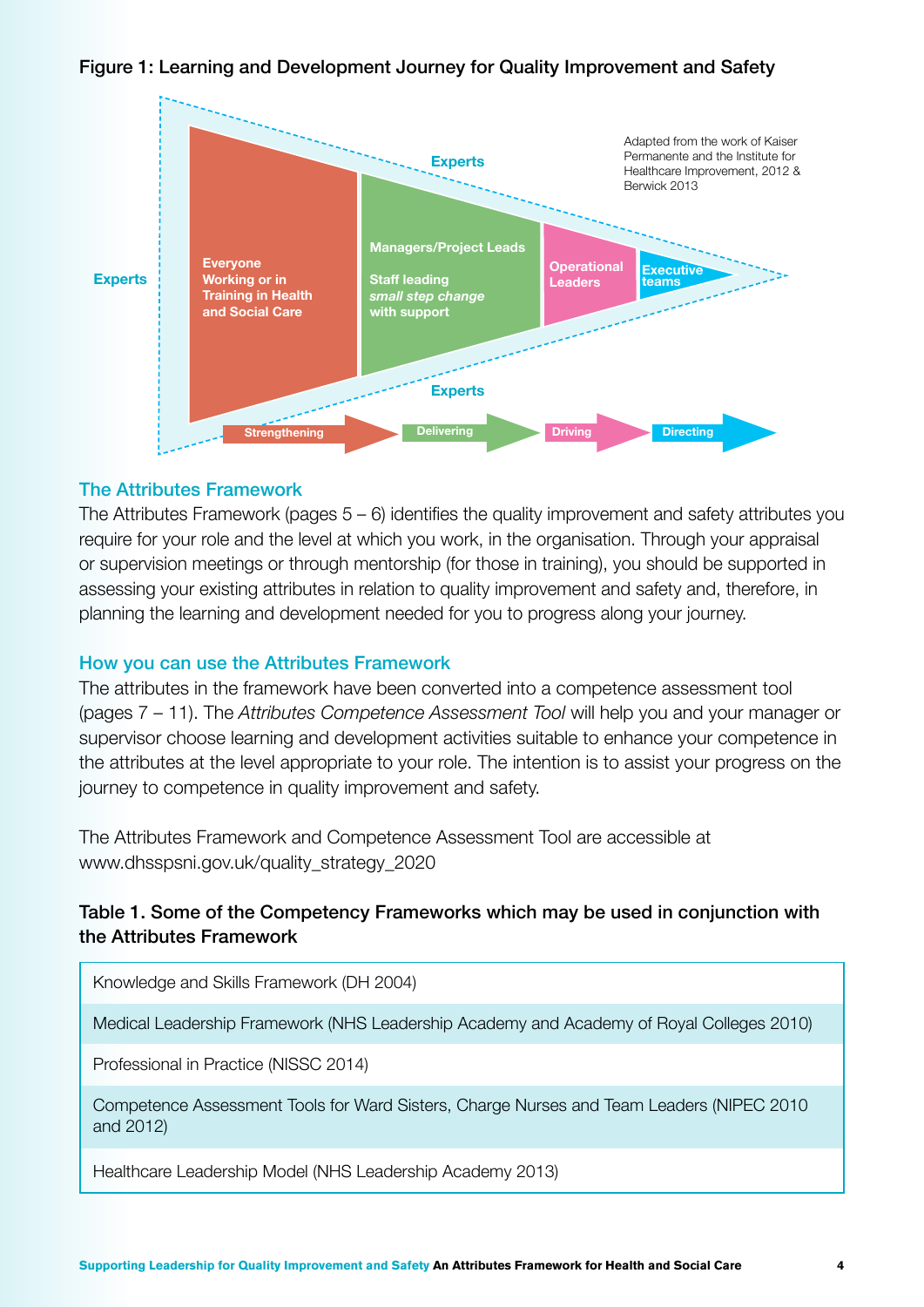**Figure 1: Learning and Development Journey for Quality Improvement and Safety**

Experts

Everyone Working or in Training in Health and Social Care

Managers/Project Leads

Staff leading *small step change* with support

Operational Leaders

Executive teams

Adapted from the work of Kaiser Permanente and the Institute for Healthcare Improvement, 2012 & Berwick 2013

Strengthening → Delivering → Driving → Directing

## The Attributes Framework

The Attributes Framework (pages 5 – 6) identifies the quality improvement and safety attributes you require for your role and the level at which you work, in the organisation. Through your appraisal or supervision meetings or through mentorship (for those in training), you should be supported in assessing your existing attributes in relation to quality improvement and safety and, therefore, in planning the learning and development needed for you to progress along your journey.

## How you can use the Attributes Framework

The attributes in the framework have been converted into a competence assessment tool (pages 7 – 11). The *Attributes Competence Assessment Tool* will help you and your manager or supervisor choose learning and development activities suitable to enhance your competence in the attributes at the level appropriate to your role. The intention is to assist your progress on the journey to competence in quality improvement and safety.

The Attributes Framework and Competence Assessment Tool are accessible at www.dhsspsni.gov.uk/quality_strategy_2020

**Table 1. Some of the Competency Frameworks which may be used in conjunction with the Attributes Framework**

| |
|---|
| Knowledge and Skills Framework (DH 2004) |
| Medical Leadership Framework (NHS Leadership Academy and Academy of Royal Colleges 2010) |
| Professional in Practice (NISSC 2014) |
| Competence Assessment Tools for Ward Sisters, Charge Nurses and Team Leaders (NIPEC 2010 and 2012) |
| Healthcare Leadership Model (NHS Leadership Academy 2013) |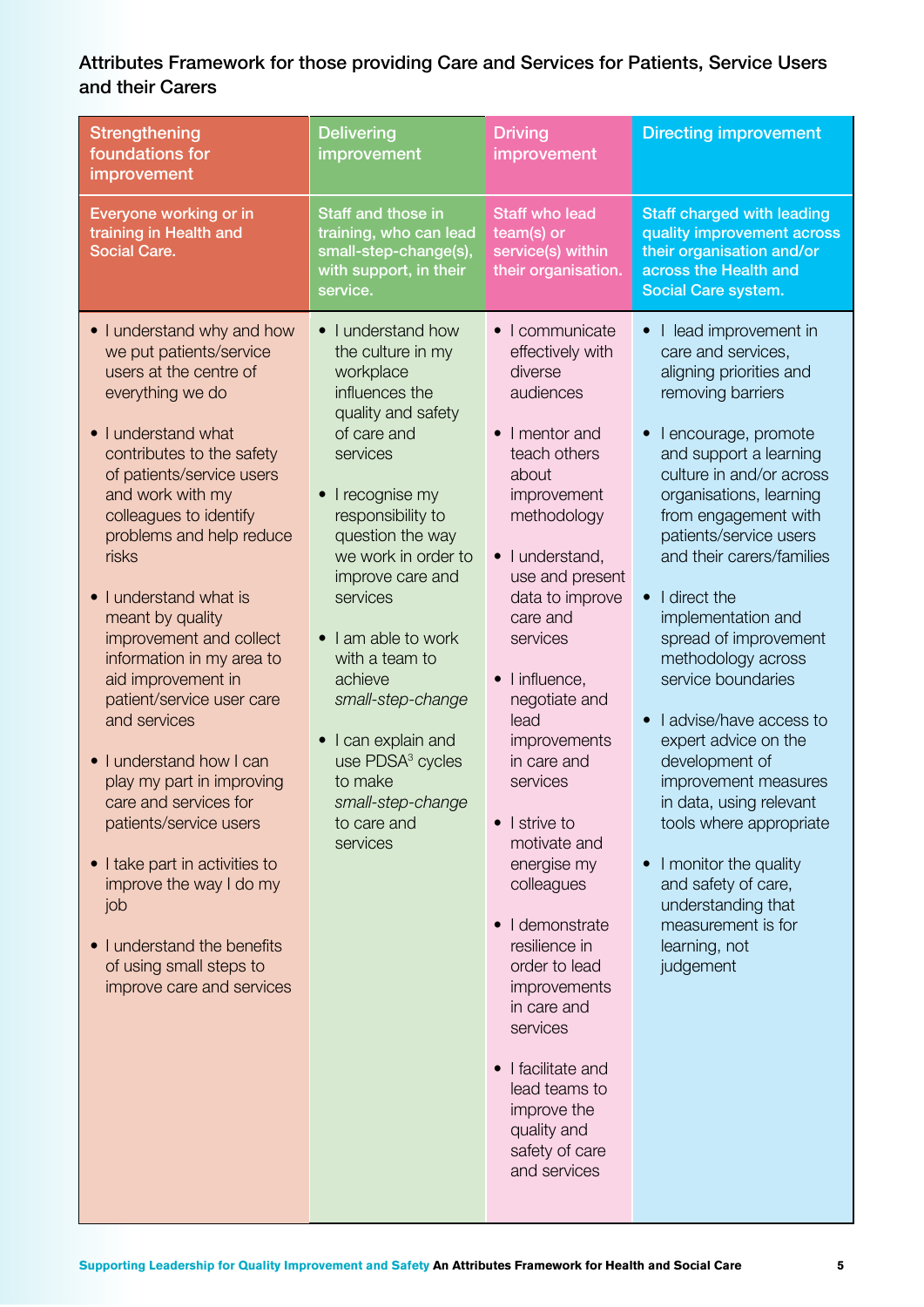## Attributes Framework for those providing Care and Services for Patients, Service Users and their Carers

| Strengthening foundations for improvement | Delivering improvement | Driving improvement | Directing improvement |
|---|---|---|---|
| Everyone working or in training in Health and Social Care. | Staff and those in training, who can lead small-step-change(s), with support, in their service. | Staff who lead team(s) or service(s) within their organisation. | Staff charged with leading quality improvement across their organisation and/or across the Health and Social Care system. |
| • I understand why and how we put patients/service users at the centre of everything we do<br><br>• I understand what contributes to the safety of patients/service users and work with my colleagues to identify problems and help reduce risks<br><br>• I understand what is meant by quality improvement and collect information in my area to aid improvement in patient/service user care and services<br><br>• I understand how I can play my part in improving care and services for patients/service users<br><br>• I take part in activities to improve the way I do my job<br><br>• I understand the benefits of using small steps to improve care and services | • I understand how the culture in my workplace influences the quality and safety of care and services<br><br>• I recognise my responsibility to question the way we work in order to improve care and services<br><br>• I am able to work with a team to achieve *small-step-change*<br><br>• I can explain and use PDSA[3] cycles to make *small-step-change* to care and services | • I communicate effectively with diverse audiences<br><br>• I mentor and teach others about improvement methodology<br><br>• I understand, use and present data to improve care and services<br><br>• I influence, negotiate and lead improvements in care and services<br><br>• I strive to motivate and energise my colleagues<br><br>• I demonstrate resilience in order to lead improvements in care and services<br><br>• I facilitate and lead teams to improve the quality and safety of care and services | • I lead improvement in care and services, aligning priorities and removing barriers<br><br>• I encourage, promote and support a learning culture in and/or across organisations, learning from engagement with patients/service users and their carers/families<br><br>• I direct the implementation and spread of improvement methodology across service boundaries<br><br>• I advise/have access to expert advice on the development of improvement measures in data, using relevant tools where appropriate<br><br>• I monitor the quality and safety of care, understanding that measurement is for learning, not judgement |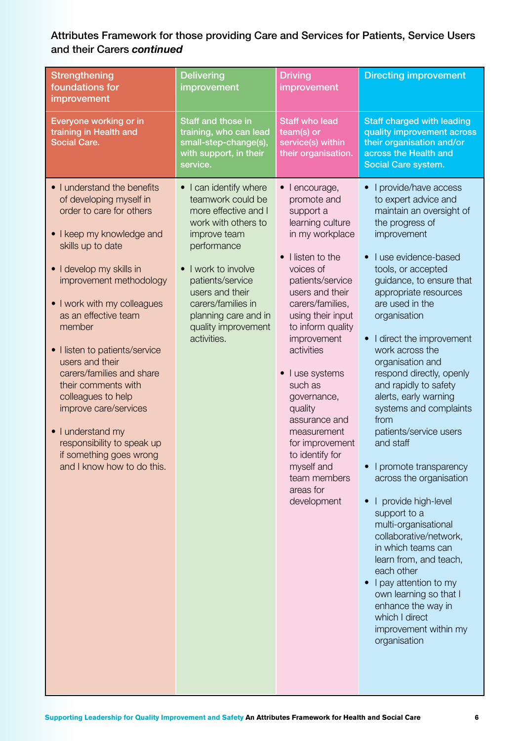Attributes Framework for those providing Care and Services for Patients, Service Users and their Carers ***continued***

| Strengthening foundations for improvement | Delivering improvement | Driving improvement | Directing improvement |
|---|---|---|---|
| Everyone working or in training in Health and Social Care. | Staff and those in training, who can lead small-step-change(s), with support, in their service. | Staff who lead team(s) or service(s) within their organisation. | Staff charged with leading quality improvement across their organisation and/or across the Health and Social Care system. |
| • I understand the benefits of developing myself in order to care for others<br>• I keep my knowledge and skills up to date<br>• I develop my skills in improvement methodology<br>• I work with my colleagues as an effective team member<br>• I listen to patients/service users and their carers/families and share their comments with colleagues to help improve care/services<br>• I understand my responsibility to speak up if something goes wrong and I know how to do this. | • I can identify where teamwork could be more effective and I work with others to improve team performance<br>• I work to involve patients/service users and their carers/families in planning care and in quality improvement activities. | • I encourage, promote and support a learning culture in my workplace<br>• I listen to the voices of patients/service users and their carers/families, using their input to inform quality improvement activities<br>• I use systems such as governance, quality assurance and measurement for improvement to identify for myself and team members areas for development | • I provide/have access to expert advice and maintain an oversight of the progress of improvement<br>• I use evidence-based tools, or accepted guidance, to ensure that appropriate resources are used in the organisation<br>• I direct the improvement work across the organisation and respond directly, openly and rapidly to safety alerts, early warning systems and complaints from patients/service users and staff<br>• I promote transparency across the organisation<br>• I provide high-level support to a multi-organisational collaborative/network, in which teams can learn from, and teach, each other<br>• I pay attention to my own learning so that I enhance the way in which I direct improvement within my organisation |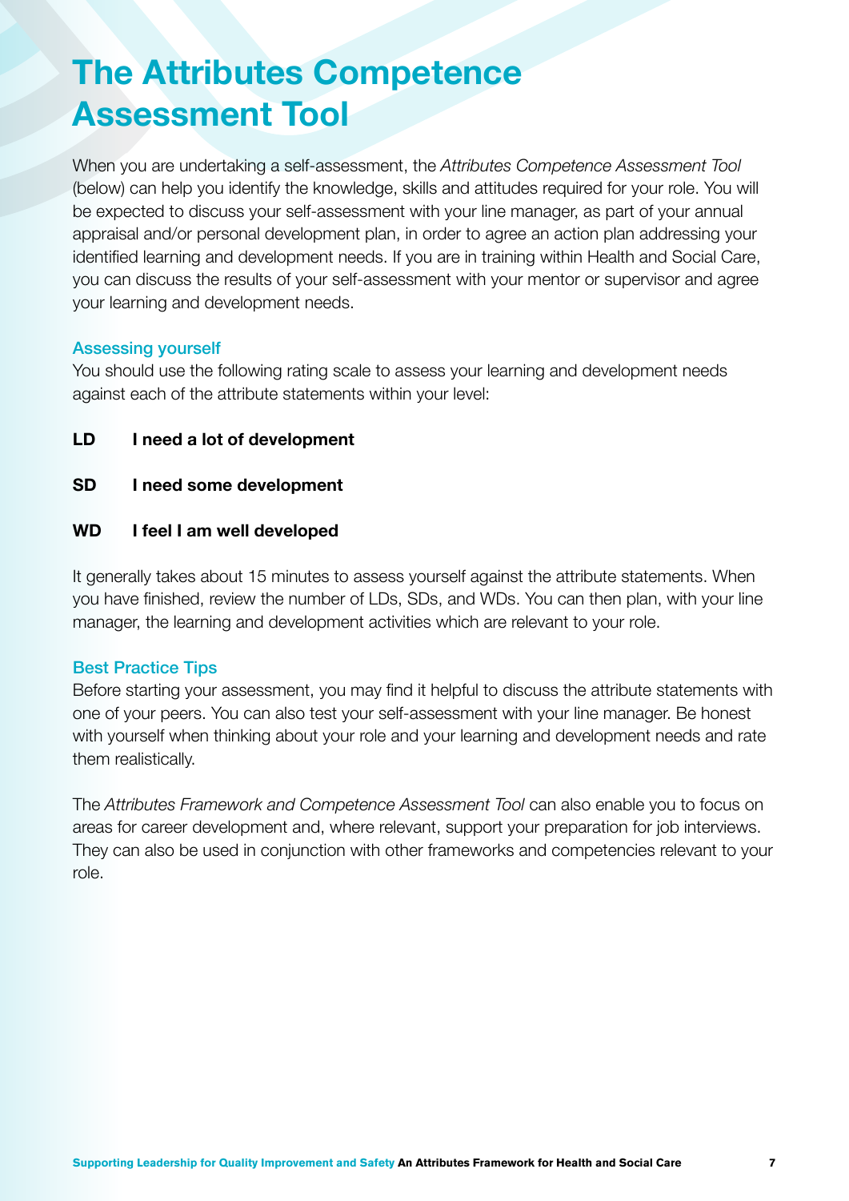# The Attributes Competence Assessment Tool

When you are undertaking a self-assessment, the *Attributes Competence Assessment Tool* (below) can help you identify the knowledge, skills and attitudes required for your role. You will be expected to discuss your self-assessment with your line manager, as part of your annual appraisal and/or personal development plan, in order to agree an action plan addressing your identified learning and development needs. If you are in training within Health and Social Care, you can discuss the results of your self-assessment with your mentor or supervisor and agree your learning and development needs.

## Assessing yourself

You should use the following rating scale to assess your learning and development needs against each of the attribute statements within your level:

**LD** **I need a lot of development**

**SD** **I need some development**

**WD** **I feel I am well developed**

It generally takes about 15 minutes to assess yourself against the attribute statements. When you have finished, review the number of LDs, SDs, and WDs. You can then plan, with your line manager, the learning and development activities which are relevant to your role.

## Best Practice Tips

Before starting your assessment, you may find it helpful to discuss the attribute statements with one of your peers. You can also test your self-assessment with your line manager. Be honest with yourself when thinking about your role and your learning and development needs and rate them realistically.

The *Attributes Framework and Competence Assessment Tool* can also enable you to focus on areas for career development and, where relevant, support your preparation for job interviews. They can also be used in conjunction with other frameworks and competencies relevant to your role.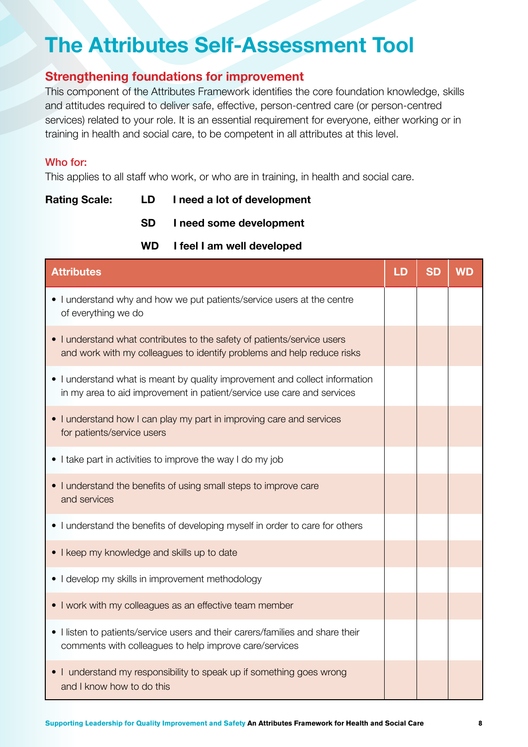# The Attributes Self-Assessment Tool

## Strengthening foundations for improvement

This component of the Attributes Framework identifies the core foundation knowledge, skills and attitudes required to deliver safe, effective, person-centred care (or person-centred services) related to your role. It is an essential requirement for everyone, either working or in training in health and social care, to be competent in all attributes at this level.

### Who for:

This applies to all staff who work, or who are in training, in health and social care.

**Rating Scale:**

**LD** **I need a lot of development**

**SD** **I need some development**

**WD** **I feel I am well developed**

| Attributes | LD | SD | WD |
|---|---|---|---|
| • I understand why and how we put patients/service users at the centre of everything we do | | | |
| • I understand what contributes to the safety of patients/service users and work with my colleagues to identify problems and help reduce risks | | | |
| • I understand what is meant by quality improvement and collect information in my area to aid improvement in patient/service use care and services | | | |
| • I understand how I can play my part in improving care and services for patients/service users | | | |
| • I take part in activities to improve the way I do my job | | | |
| • I understand the benefits of using small steps to improve care and services | | | |
| • I understand the benefits of developing myself in order to care for others | | | |
| • I keep my knowledge and skills up to date | | | |
| • I develop my skills in improvement methodology | | | |
| • I work with my colleagues as an effective team member | | | |
| • I listen to patients/service users and their carers/families and share their comments with colleagues to help improve care/services | | | |
| • I understand my responsibility to speak up if something goes wrong and I know how to do this | | | |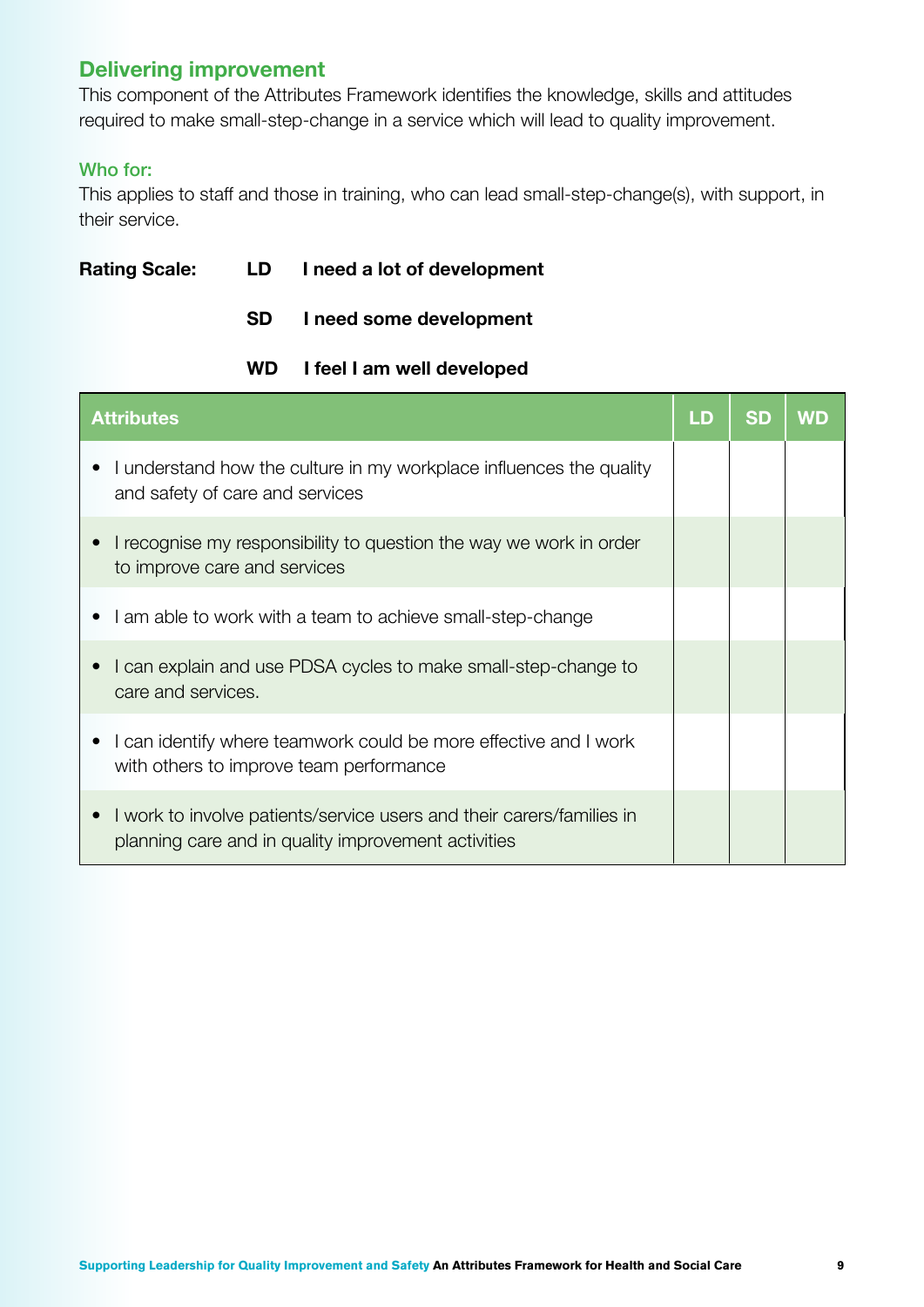## Delivering improvement

This component of the Attributes Framework identifies the knowledge, skills and attitudes required to make small-step-change in a service which will lead to quality improvement.

### Who for:

This applies to staff and those in training, who can lead small-step-change(s), with support, in their service.

**Rating Scale:** **LD** **I need a lot of development**

**SD** **I need some development**

**WD** **I feel I am well developed**

| Attributes | LD | SD | WD |
|---|---|---|---|
| • I understand how the culture in my workplace influences the quality and safety of care and services | | | |
| • I recognise my responsibility to question the way we work in order to improve care and services | | | |
| • I am able to work with a team to achieve small-step-change | | | |
| • I can explain and use PDSA cycles to make small-step-change to care and services. | | | |
| • I can identify where teamwork could be more effective and I work with others to improve team performance | | | |
| • I work to involve patients/service users and their carers/families in planning care and in quality improvement activities | | | |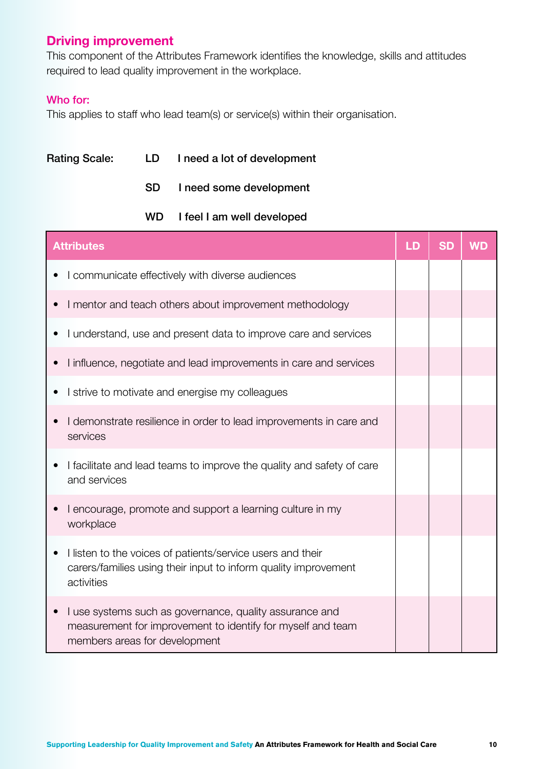## Driving improvement

This component of the Attributes Framework identifies the knowledge, skills and attitudes required to lead quality improvement in the workplace.

### Who for:

This applies to staff who lead team(s) or service(s) within their organisation.

**Rating Scale:**

- **LD** I need a lot of development
- **SD** I need some development
- **WD** I feel I am well developed

| Attributes | LD | SD | WD |
|---|---|---|---|
| • I communicate effectively with diverse audiences | | | |
| • I mentor and teach others about improvement methodology | | | |
| • I understand, use and present data to improve care and services | | | |
| • I influence, negotiate and lead improvements in care and services | | | |
| • I strive to motivate and energise my colleagues | | | |
| • I demonstrate resilience in order to lead improvements in care and services | | | |
| • I facilitate and lead teams to improve the quality and safety of care and services | | | |
| • I encourage, promote and support a learning culture in my workplace | | | |
| • I listen to the voices of patients/service users and their carers/families using their input to inform quality improvement activities | | | |
| • I use systems such as governance, quality assurance and measurement for improvement to identify for myself and team members areas for development | | | |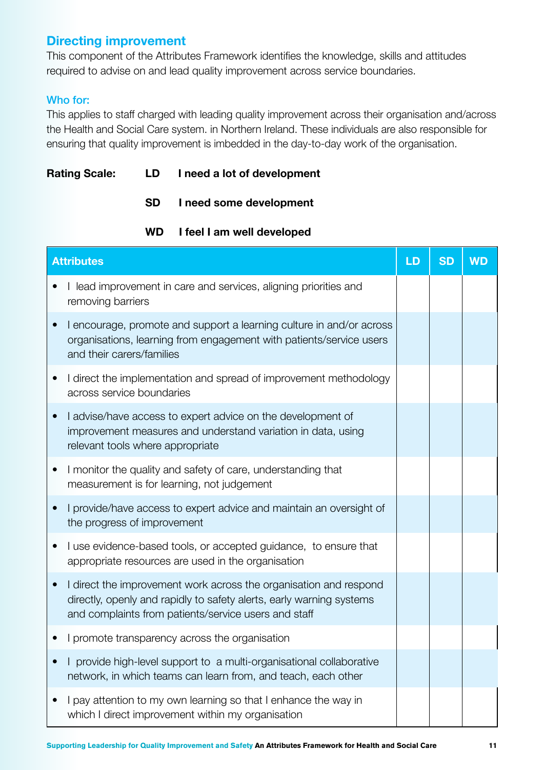## Directing improvement

This component of the Attributes Framework identifies the knowledge, skills and attitudes required to advise on and lead quality improvement across service boundaries.

### Who for:

This applies to staff charged with leading quality improvement across their organisation and/across the Health and Social Care system. in Northern Ireland. These individuals are also responsible for ensuring that quality improvement is imbedded in the day-to-day work of the organisation.

**Rating Scale:**

- **LD** **I need a lot of development**
- **SD** **I need some development**
- **WD** **I feel I am well developed**

| **Attributes** | **LD** | **SD** | **WD** |
|---|---|---|---|
| • I lead improvement in care and services, aligning priorities and removing barriers | | | |
| • I encourage, promote and support a learning culture in and/or across organisations, learning from engagement with patients/service users and their carers/families | | | |
| • I direct the implementation and spread of improvement methodology across service boundaries | | | |
| • I advise/have access to expert advice on the development of improvement measures and understand variation in data, using relevant tools where appropriate | | | |
| • I monitor the quality and safety of care, understanding that measurement is for learning, not judgement | | | |
| • I provide/have access to expert advice and maintain an oversight of the progress of improvement | | | |
| • I use evidence-based tools, or accepted guidance, to ensure that appropriate resources are used in the organisation | | | |
| • I direct the improvement work across the organisation and respond directly, openly and rapidly to safety alerts, early warning systems and complaints from patients/service users and staff | | | |
| • I promote transparency across the organisation | | | |
| • I provide high-level support to a multi-organisational collaborative network, in which teams can learn from, and teach, each other | | | |
| • I pay attention to my own learning so that I enhance the way in which I direct improvement within my organisation | | | |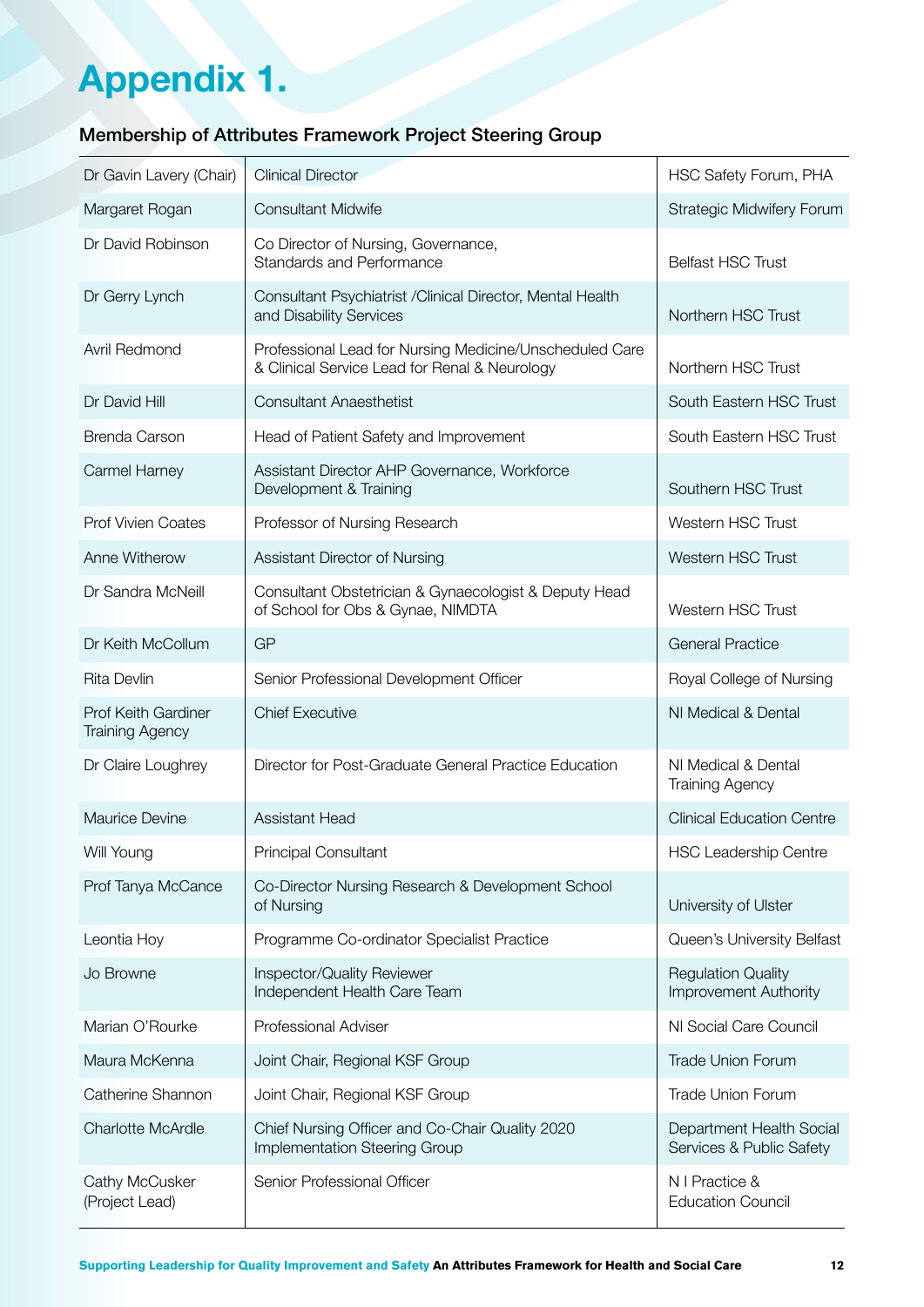# Appendix 1.

## Membership of Attributes Framework Project Steering Group

| Name | Role | Organisation |
|---|---|---|
| Dr Gavin Lavery (Chair) | Clinical Director | HSC Safety Forum, PHA |
| Margaret Rogan | Consultant Midwife | Strategic Midwifery Forum |
| Dr David Robinson | Co Director of Nursing, Governance, Standards and Performance | Belfast HSC Trust |
| Dr Gerry Lynch | Consultant Psychiatrist /Clinical Director, Mental Health and Disability Services | Northern HSC Trust |
| Avril Redmond | Professional Lead for Nursing Medicine/Unscheduled Care & Clinical Service Lead for Renal & Neurology | Northern HSC Trust |
| Dr David Hill | Consultant Anaesthetist | South Eastern HSC Trust |
| Brenda Carson | Head of Patient Safety and Improvement | South Eastern HSC Trust |
| Carmel Harney | Assistant Director AHP Governance, Workforce Development & Training | Southern HSC Trust |
| Prof Vivien Coates | Professor of Nursing Research | Western HSC Trust |
| Anne Witherow | Assistant Director of Nursing | Western HSC Trust |
| Dr Sandra McNeill | Consultant Obstetrician & Gynaecologist & Deputy Head of School for Obs & Gynae, NIMDTA | Western HSC Trust |
| Dr Keith McCollum | GP | General Practice |
| Rita Devlin | Senior Professional Development Officer | Royal College of Nursing |
| Prof Keith Gardiner Training Agency | Chief Executive | NI Medical & Dental |
| Dr Claire Loughrey | Director for Post-Graduate General Practice Education | NI Medical & Dental Training Agency |
| Maurice Devine | Assistant Head | Clinical Education Centre |
| Will Young | Principal Consultant | HSC Leadership Centre |
| Prof Tanya McCance | Co-Director Nursing Research & Development School of Nursing | University of Ulster |
| Leontia Hoy | Programme Co-ordinator Specialist Practice | Queen's University Belfast |
| Jo Browne | Inspector/Quality Reviewer Independent Health Care Team | Regulation Quality Improvement Authority |
| Marian O'Rourke | Professional Adviser | NI Social Care Council |
| Maura McKenna | Joint Chair, Regional KSF Group | Trade Union Forum |
| Catherine Shannon | Joint Chair, Regional KSF Group | Trade Union Forum |
| Charlotte McArdle | Chief Nursing Officer and Co-Chair Quality 2020 Implementation Steering Group | Department Health Social Services & Public Safety |
| Cathy McCusker (Project Lead) | Senior Professional Officer | N I Practice & Education Council |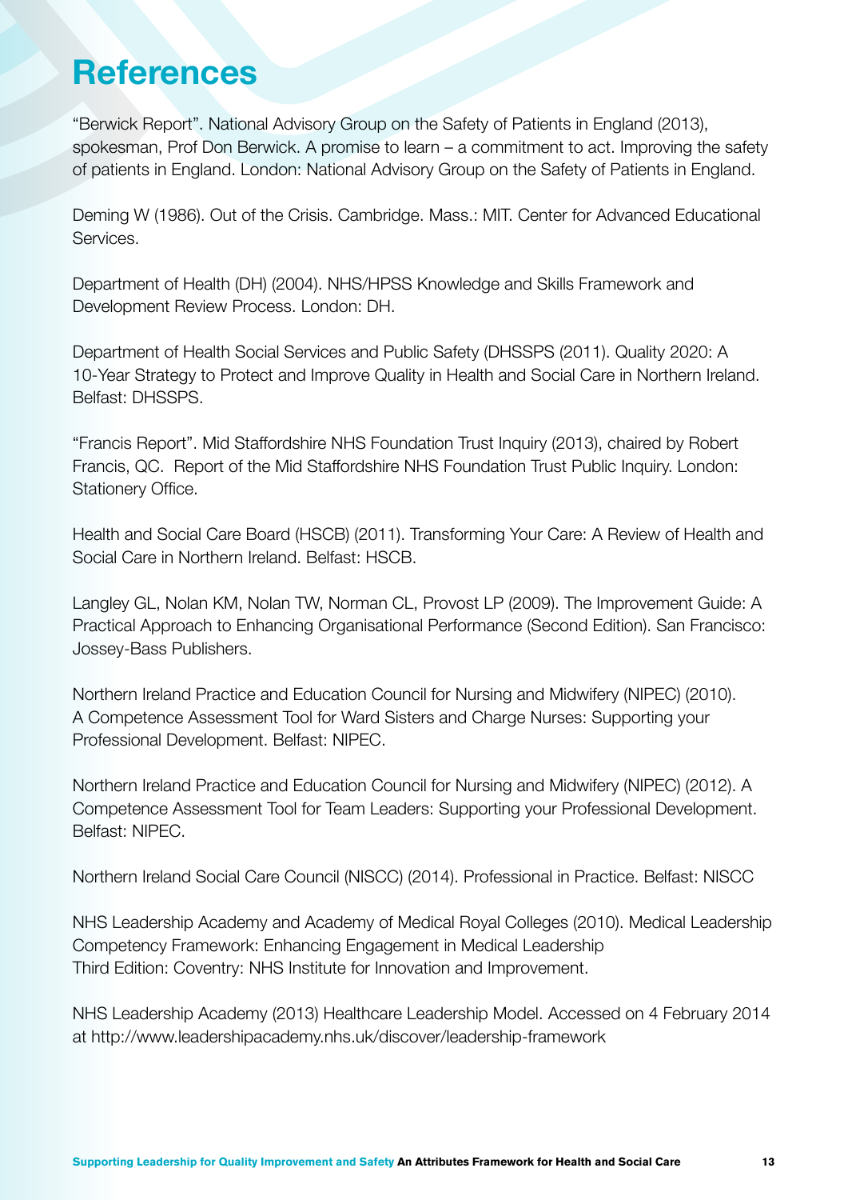# References

"Berwick Report". National Advisory Group on the Safety of Patients in England (2013), spokesman, Prof Don Berwick. A promise to learn – a commitment to act. Improving the safety of patients in England. London: National Advisory Group on the Safety of Patients in England.

Deming W (1986). Out of the Crisis. Cambridge. Mass.: MIT. Center for Advanced Educational Services.

Department of Health (DH) (2004). NHS/HPSS Knowledge and Skills Framework and Development Review Process. London: DH.

Department of Health Social Services and Public Safety (DHSSPS (2011). Quality 2020: A 10-Year Strategy to Protect and Improve Quality in Health and Social Care in Northern Ireland. Belfast: DHSSPS.

"Francis Report". Mid Staffordshire NHS Foundation Trust Inquiry (2013), chaired by Robert Francis, QC. Report of the Mid Staffordshire NHS Foundation Trust Public Inquiry. London: Stationery Office.

Health and Social Care Board (HSCB) (2011). Transforming Your Care: A Review of Health and Social Care in Northern Ireland. Belfast: HSCB.

Langley GL, Nolan KM, Nolan TW, Norman CL, Provost LP (2009). The Improvement Guide: A Practical Approach to Enhancing Organisational Performance (Second Edition). San Francisco: Jossey-Bass Publishers.

Northern Ireland Practice and Education Council for Nursing and Midwifery (NIPEC) (2010). A Competence Assessment Tool for Ward Sisters and Charge Nurses: Supporting your Professional Development. Belfast: NIPEC.

Northern Ireland Practice and Education Council for Nursing and Midwifery (NIPEC) (2012). A Competence Assessment Tool for Team Leaders: Supporting your Professional Development. Belfast: NIPEC.

Northern Ireland Social Care Council (NISCC) (2014). Professional in Practice. Belfast: NISCC

NHS Leadership Academy and Academy of Medical Royal Colleges (2010). Medical Leadership Competency Framework: Enhancing Engagement in Medical Leadership Third Edition: Coventry: NHS Institute for Innovation and Improvement.

NHS Leadership Academy (2013) Healthcare Leadership Model. Accessed on 4 February 2014 at http://www.leadershipacademy.nhs.uk/discover/leadership-framework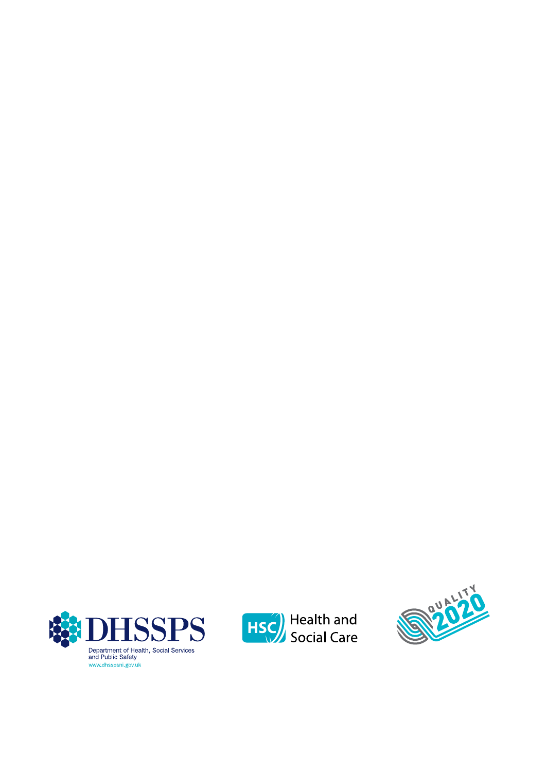DHSSPS

Department of Health, Social Services and Public Safety

www.dhsspsni.gov.uk

HSC Health and Social Care

QUALITY 2020